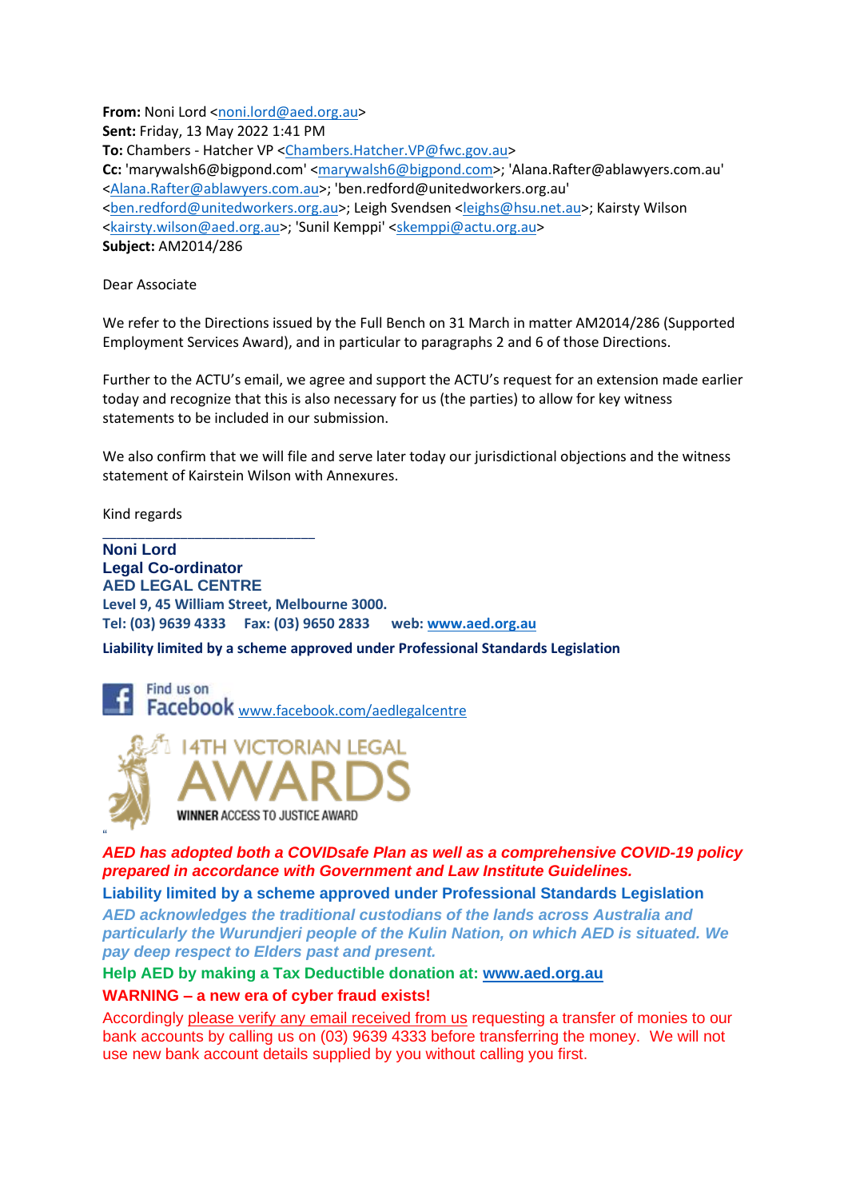**From:** Noni Lord <noni.lord@aed.org.au>
**Sent:** Friday, 13 May 2022 1:41 PM
**To:** Chambers - Hatcher VP <Chambers.Hatcher.VP@fwc.gov.au>
**Cc:** 'marywalsh6@bigpond.com' <marywalsh6@bigpond.com>; 'Alana.Rafter@ablawyers.com.au' <Alana.Rafter@ablawyers.com.au>; 'ben.redford@unitedworkers.org.au' <ben.redford@unitedworkers.org.au>; Leigh Svendsen <leighs@hsu.net.au>; Kairsty Wilson <kairsty.wilson@aed.org.au>; 'Sunil Kemppi' <skemppi@actu.org.au>
**Subject:** AM2014/286

Dear Associate

We refer to the Directions issued by the Full Bench on 31 March in matter AM2014/286 (Supported Employment Services Award), and in particular to paragraphs 2 and 6 of those Directions.

Further to the ACTU's email, we agree and support the ACTU's request for an extension made earlier today and recognize that this is also necessary for us (the parties) to allow for key witness statements to be included in our submission.

We also confirm that we will file and serve later today our jurisdictional objections and the witness statement of Kairstein Wilson with Annexures.

Kind regards

____________________________

**Noni Lord**
**Legal Co-ordinator**
**AED LEGAL CENTRE**
**Level 9, 45 William Street, Melbourne 3000.**
**Tel: (03) 9639 4333 Fax: (03) 9650 2833 web: www.aed.org.au**

**Liability limited by a scheme approved under Professional Standards Legislation**

Find us on Facebook www.facebook.com/aedlegalcentre

14TH VICTORIAN LEGAL AWARDS
WINNER ACCESS TO JUSTICE AWARD

***AED has adopted both a COVIDsafe Plan as well as a comprehensive COVID-19 policy prepared in accordance with Government and Law Institute Guidelines.***

**Liability limited by a scheme approved under Professional Standards Legislation**

***AED acknowledges the traditional custodians of the lands across Australia and particularly the Wurundjeri people of the Kulin Nation, on which AED is situated. We pay deep respect to Elders past and present.***

**Help AED by making a Tax Deductible donation at: www.aed.org.au**

**WARNING – a new era of cyber fraud exists!**

Accordingly please verify any email received from us requesting a transfer of monies to our bank accounts by calling us on (03) 9639 4333 before transferring the money. We will not use new bank account details supplied by you without calling you first.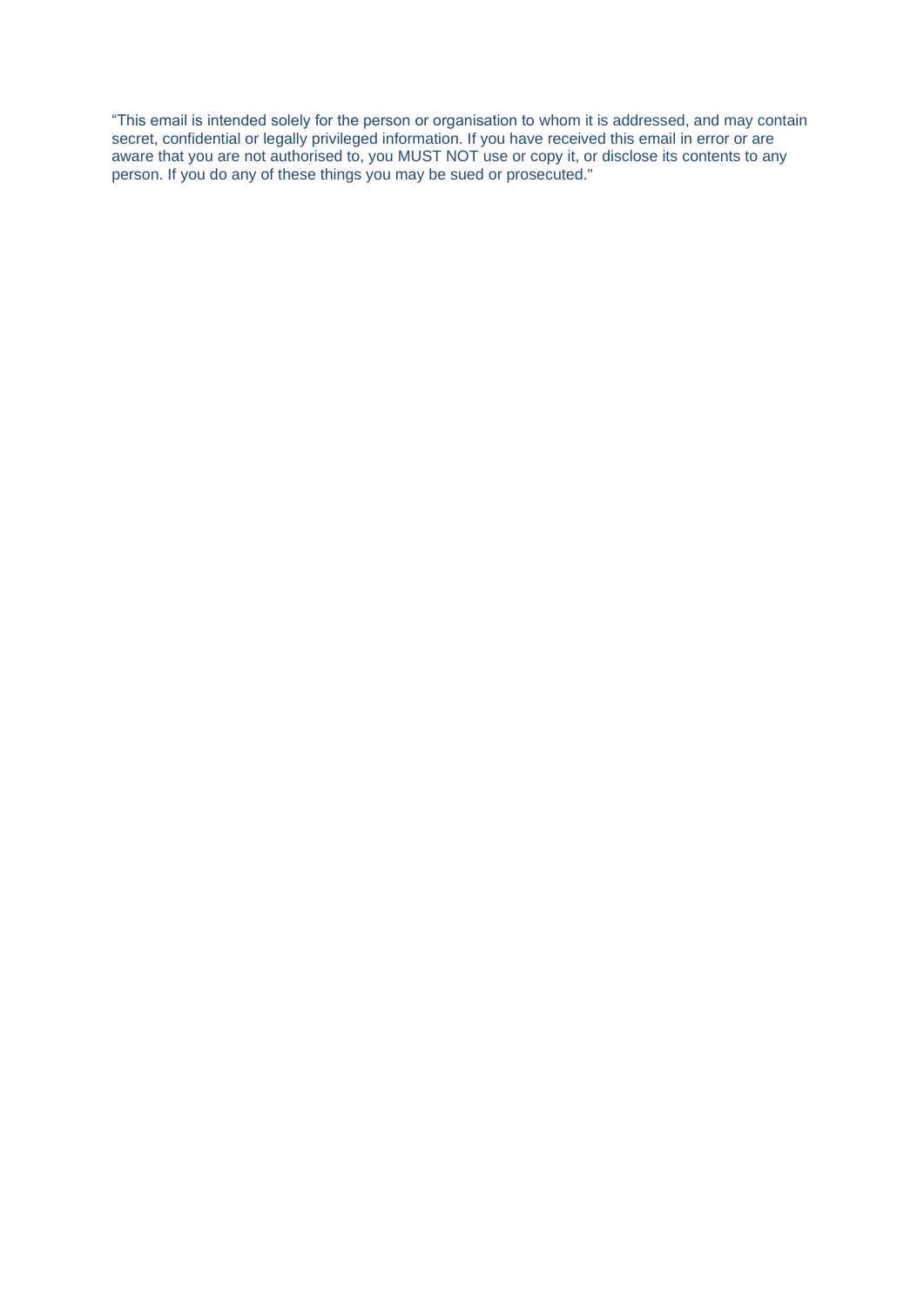“This email is intended solely for the person or organisation to whom it is addressed, and may contain secret, confidential or legally privileged information. If you have received this email in error or are aware that you are not authorised to, you MUST NOT use or copy it, or disclose its contents to any person. If you do any of these things you may be sued or prosecuted."